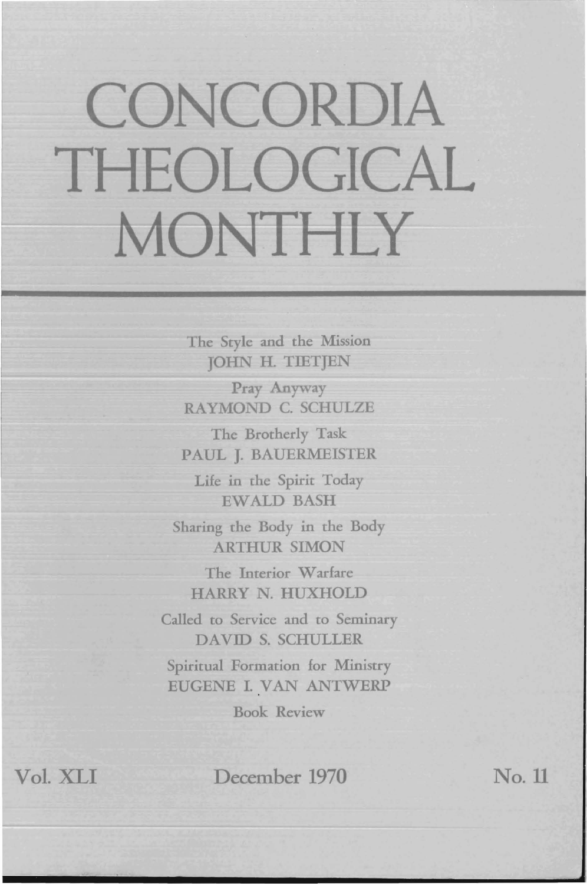# CONCORDIA THEOLOGICAL MONTHLY

The Style and the Mission
JOHN H. TIETJEN

Pray Anyway
RAYMOND C. SCHULZE

The Brotherly Task
PAUL J. BAUERMEISTER

Life in the Spirit Today
EWALD BASH

Sharing the Body in the Body
ARTHUR SIMON

The Interior Warfare
HARRY N. HUXHOLD

Called to Service and to Seminary
DAVID S. SCHULLER

Spiritual Formation for Ministry
EUGENE I. VAN ANTWERP

Book Review

Vol. XLI — December 1970 — No. 11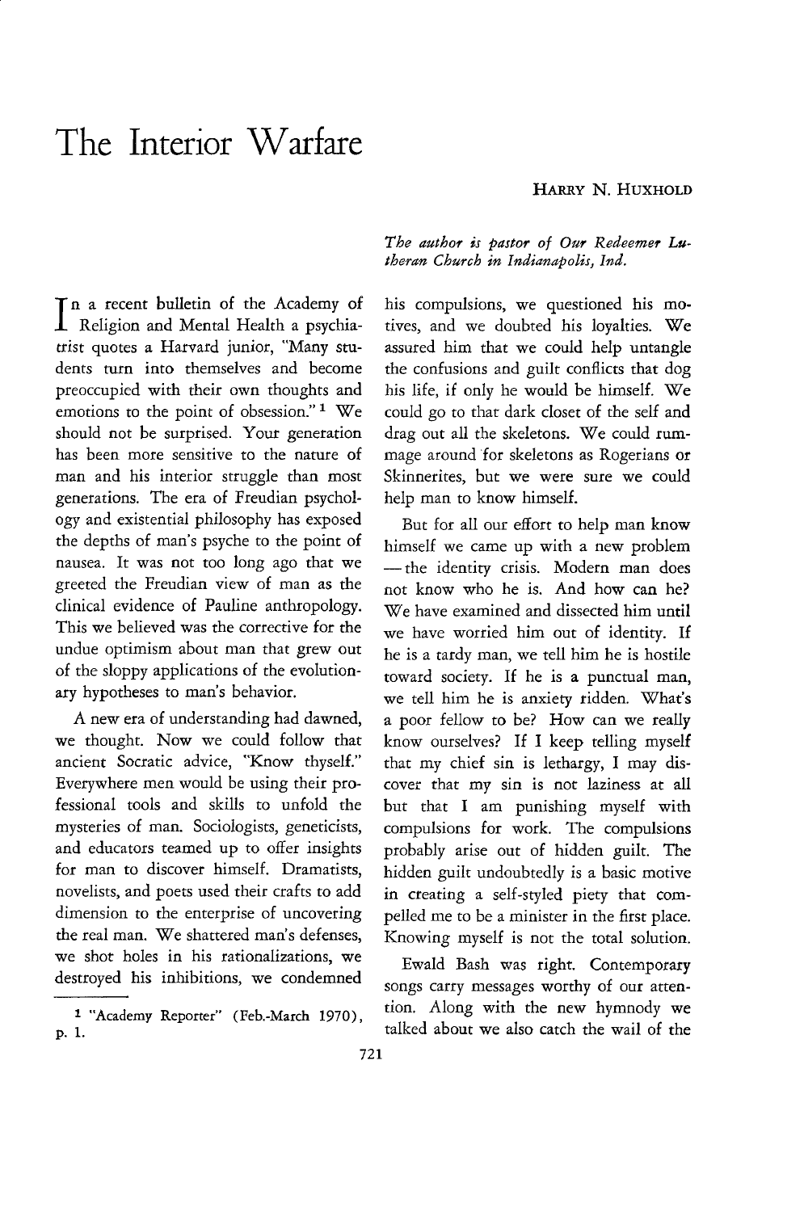# The Interior Warfare

HARRY N. HUXHOLD

*The author is pastor of Our Redeemer Lutheran Church in Indianapolis, Ind.*

In a recent bulletin of the Academy of Religion and Mental Health a psychiatrist quotes a Harvard junior, "Many students turn into themselves and become preoccupied with their own thoughts and emotions to the point of obsession."[1] We should not be surprised. Your generation has been more sensitive to the nature of man and his interior struggle than most generations. The era of Freudian psychology and existential philosophy has exposed the depths of man's psyche to the point of nausea. It was not too long ago that we greeted the Freudian view of man as the clinical evidence of Pauline anthropology. This we believed was the corrective for the undue optimism about man that grew out of the sloppy applications of the evolutionary hypotheses to man's behavior.

A new era of understanding had dawned, we thought. Now we could follow that ancient Socratic advice, "Know thyself." Everywhere men would be using their professional tools and skills to unfold the mysteries of man. Sociologists, geneticists, and educators teamed up to offer insights for man to discover himself. Dramatists, novelists, and poets used their crafts to add dimension to the enterprise of uncovering the real man. We shattered man's defenses, we shot holes in his rationalizations, we destroyed his inhibitions, we condemned his compulsions, we questioned his motives, and we doubted his loyalties. We assured him that we could help untangle the confusions and guilt conflicts that dog his life, if only he would be himself. We could go to that dark closet of the self and drag out all the skeletons. We could rummage around for skeletons as Rogerians or Skinnerites, but we were sure we could help man to know himself.

But for all our effort to help man know himself we came up with a new problem — the identity crisis. Modern man does not know who he is. And how can he? We have examined and dissected him until we have worried him out of identity. If he is a tardy man, we tell him he is hostile toward society. If he is a punctual man, we tell him he is anxiety ridden. What's a poor fellow to be? How can we really know ourselves? If I keep telling myself that my chief sin is lethargy, I may discover that my sin is not laziness at all but that I am punishing myself with compulsions for work. The compulsions probably arise out of hidden guilt. The hidden guilt undoubtedly is a basic motive in creating a self-styled piety that compelled me to be a minister in the first place. Knowing myself is not the total solution.

Ewald Bash was right. Contemporary songs carry messages worthy of our attention. Along with the new hymnody we talked about we also catch the wail of the

[1] "Academy Reporter" (Feb.-March 1970), p. 1.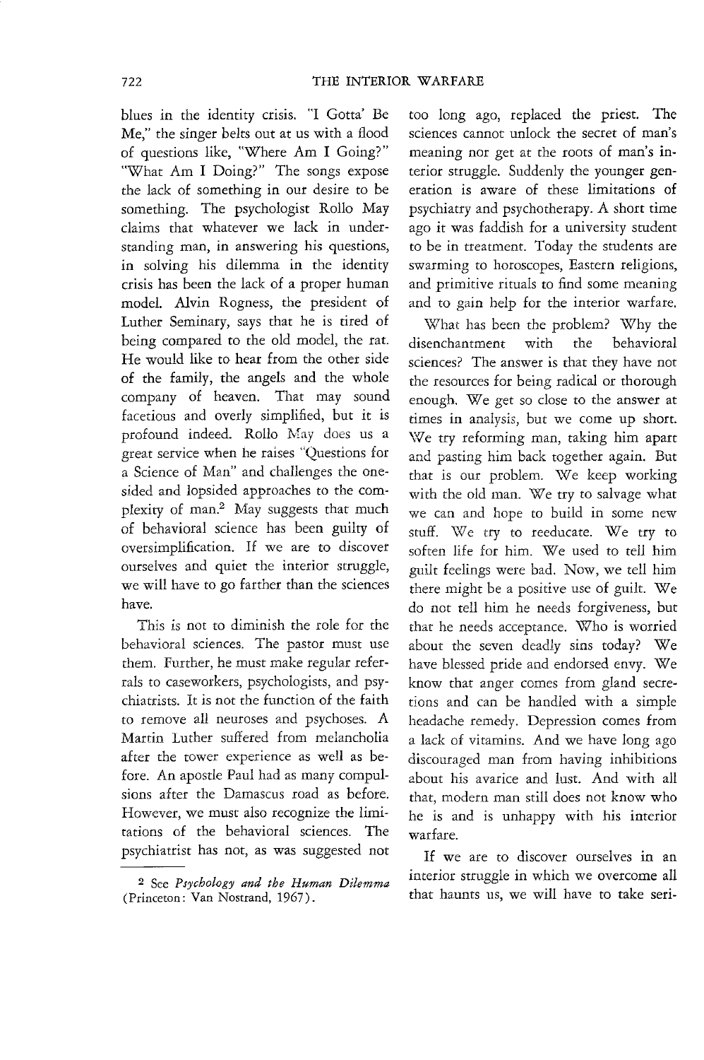blues in the identity crisis. "I Gotta' Be Me," the singer belts out at us with a flood of questions like, "Where Am I Going?" "What Am I Doing?" The songs expose the lack of something in our desire to be something. The psychologist Rollo May claims that whatever we lack in understanding man, in answering his questions, in solving his dilemma in the identity crisis has been the lack of a proper human model. Alvin Rogness, the president of Luther Seminary, says that he is tired of being compared to the old model, the rat. He would like to hear from the other side of the family, the angels and the whole company of heaven. That may sound facetious and overly simplified, but it is profound indeed. Rollo May does us a great service when he raises "Questions for a Science of Man" and challenges the one-sided and lopsided approaches to the complexity of man.[2] May suggests that much of behavioral science has been guilty of oversimplification. If we are to discover ourselves and quiet the interior struggle, we will have to go farther than the sciences have.

This is not to diminish the role for the behavioral sciences. The pastor must use them. Further, he must make regular referrals to caseworkers, psychologists, and psychiatrists. It is not the function of the faith to remove all neuroses and psychoses. A Martin Luther suffered from melancholia after the tower experience as well as before. An apostle Paul had as many compulsions after the Damascus road as before. However, we must also recognize the limitations of the behavioral sciences. The psychiatrist has not, as was suggested not too long ago, replaced the priest. The sciences cannot unlock the secret of man's meaning nor get at the roots of man's interior struggle. Suddenly the younger generation is aware of these limitations of psychiatry and psychotherapy. A short time ago it was faddish for a university student to be in treatment. Today the students are swarming to horoscopes, Eastern religions, and primitive rituals to find some meaning and to gain help for the interior warfare.

What has been the problem? Why the disenchantment with the behavioral sciences? The answer is that they have not the resources for being radical or thorough enough. We get so close to the answer at times in analysis, but we come up short. We try reforming man, taking him apart and pasting him back together again. But that is our problem. We keep working with the old man. We try to salvage what we can and hope to build in some new stuff. We try to reeducate. We try to soften life for him. We used to tell him guilt feelings were bad. Now, we tell him there might be a positive use of guilt. We do not tell him he needs forgiveness, but that he needs acceptance. Who is worried about the seven deadly sins today? We have blessed pride and endorsed envy. We know that anger comes from gland secretions and can be handled with a simple headache remedy. Depression comes from a lack of vitamins. And we have long ago discouraged man from having inhibitions about his avarice and lust. And with all that, modern man still does not know who he is and is unhappy with his interior warfare.

If we are to discover ourselves in an interior struggle in which we overcome all that haunts us, we will have to take seri-

[2] See *Psychology and the Human Dilemma* (Princeton: Van Nostrand, 1967).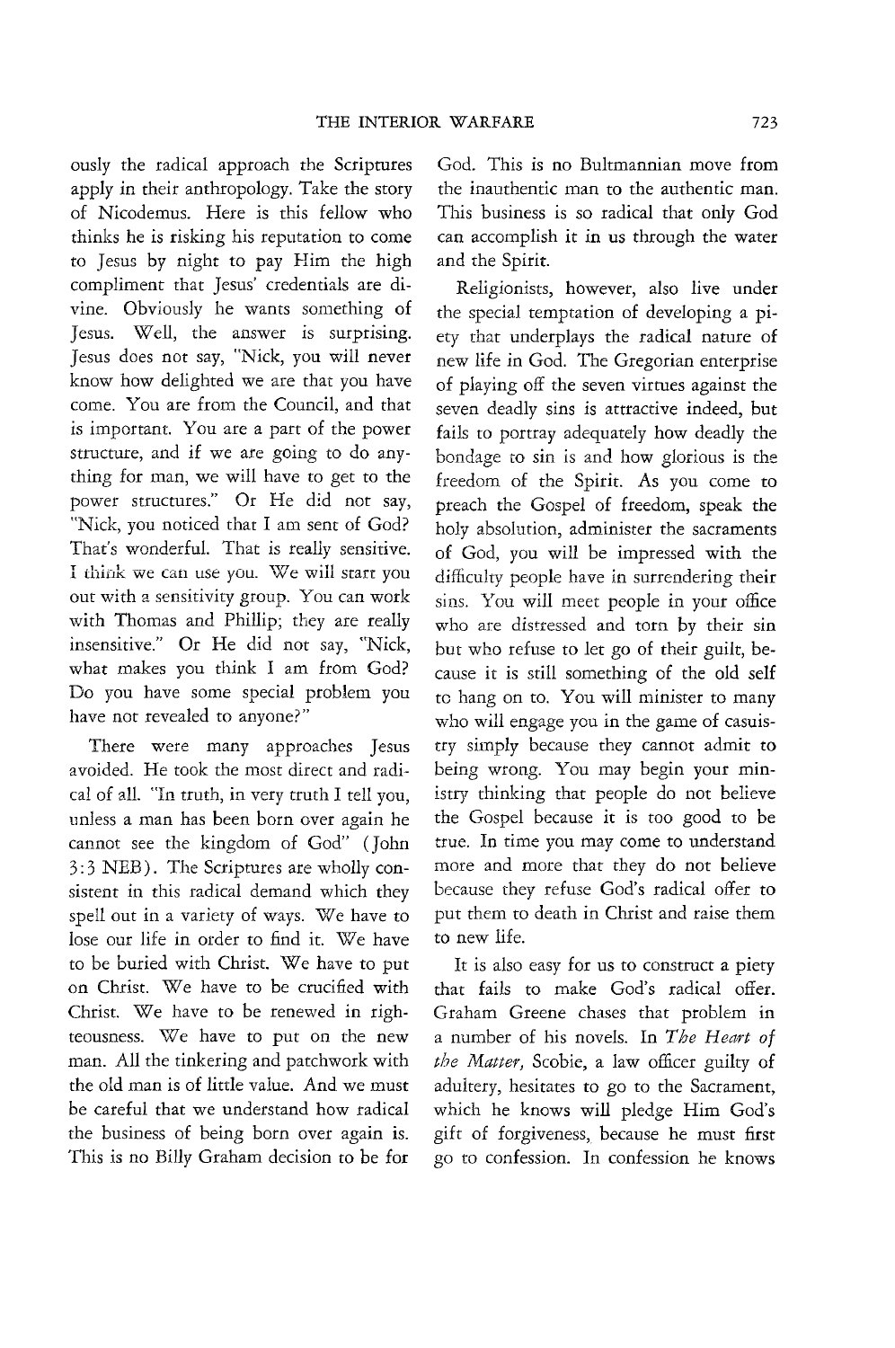ously the radical approach the Scriptures apply in their anthropology. Take the story of Nicodemus. Here is this fellow who thinks he is risking his reputation to come to Jesus by night to pay Him the high compliment that Jesus' credentials are divine. Obviously he wants something of Jesus. Well, the answer is surprising. Jesus does not say, "Nick, you will never know how delighted we are that you have come. You are from the Council, and that is important. You are a part of the power structure, and if we are going to do anything for man, we will have to get to the power structures." Or He did not say, "Nick, you noticed that I am sent of God? That's wonderful. That is really sensitive. I think we can use you. We will start you out with a sensitivity group. You can work with Thomas and Phillip; they are really insensitive." Or He did not say, "Nick, what makes you think I am from God? Do you have some special problem you have not revealed to anyone?"

There were many approaches Jesus avoided. He took the most direct and radical of all. "In truth, in very truth I tell you, unless a man has been born over again he cannot see the kingdom of God" (John 3:3 NEB). The Scriptures are wholly consistent in this radical demand which they spell out in a variety of ways. We have to lose our life in order to find it. We have to be buried with Christ. We have to put on Christ. We have to be crucified with Christ. We have to be renewed in righteousness. We have to put on the new man. All the tinkering and patchwork with the old man is of little value. And we must be careful that we understand how radical the business of being born over again is. This is no Billy Graham decision to be for God. This is no Bultmannian move from the inauthentic man to the authentic man. This business is so radical that only God can accomplish it in us through the water and the Spirit.

Religionists, however, also live under the special temptation of developing a piety that underplays the radical nature of new life in God. The Gregorian enterprise of playing off the seven virtues against the seven deadly sins is attractive indeed, but fails to portray adequately how deadly the bondage to sin is and how glorious is the freedom of the Spirit. As you come to preach the Gospel of freedom, speak the holy absolution, administer the sacraments of God, you will be impressed with the difficulty people have in surrendering their sins. You will meet people in your office who are distressed and torn by their sin but who refuse to let go of their guilt, because it is still something of the old self to hang on to. You will minister to many who will engage you in the game of casuistry simply because they cannot admit to being wrong. You may begin your ministry thinking that people do not believe the Gospel because it is too good to be true. In time you may come to understand more and more that they do not believe because they refuse God's radical offer to put them to death in Christ and raise them to new life.

It is also easy for us to construct a piety that fails to make God's radical offer. Graham Greene chases that problem in a number of his novels. In *The Heart of the Matter,* Scobie, a law officer guilty of adultery, hesitates to go to the Sacrament, which he knows will pledge Him God's gift of forgiveness, because he must first go to confession. In confession he knows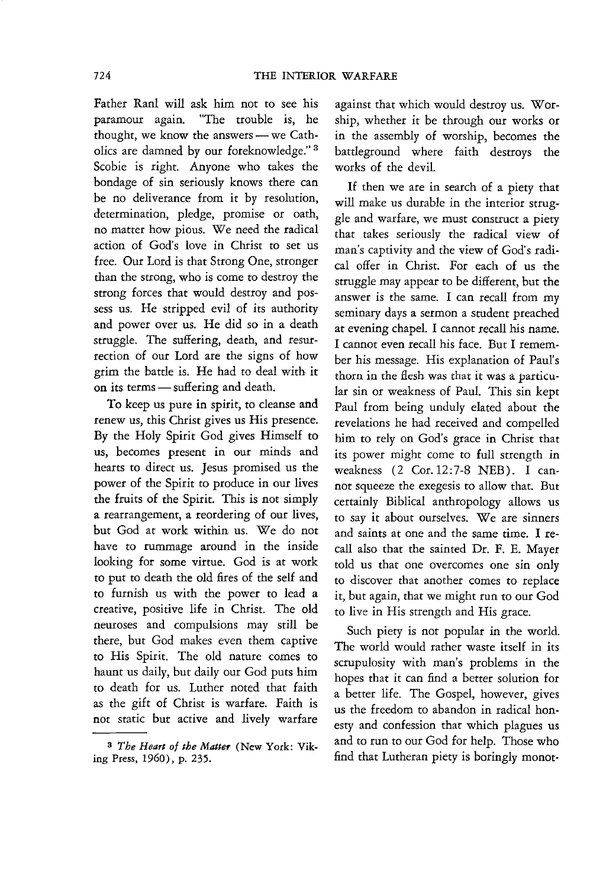Father Ranl will ask him not to see his paramour again. "The trouble is, he thought, we know the answers — we Catholics are damned by our foreknowledge."[3] Scobie is right. Anyone who takes the bondage of sin seriously knows there can be no deliverance from it by resolution, determination, pledge, promise or oath, no matter how pious. We need the radical action of God's love in Christ to set us free. Our Lord is that Strong One, stronger than the strong, who is come to destroy the strong forces that would destroy and possess us. He stripped evil of its authority and power over us. He did so in a death struggle. The suffering, death, and resurrection of our Lord are the signs of how grim the battle is. He had to deal with it on its terms — suffering and death.

To keep us pure in spirit, to cleanse and renew us, this Christ gives us His presence. By the Holy Spirit God gives Himself to us, becomes present in our minds and hearts to direct us. Jesus promised us the power of the Spirit to produce in our lives the fruits of the Spirit. This is not simply a rearrangement, a reordering of our lives, but God at work within us. We do not have to rummage around in the inside looking for some virtue. God is at work to put to death the old fires of the self and to furnish us with the power to lead a creative, positive life in Christ. The old neuroses and compulsions may still be there, but God makes even them captive to His Spirit. The old nature comes to haunt us daily, but daily our God puts him to death for us. Luther noted that faith as the gift of Christ is warfare. Faith is not static but active and lively warfare against that which would destroy us. Worship, whether it be through our works or in the assembly of worship, becomes the battleground where faith destroys the works of the devil.

If then we are in search of a piety that will make us durable in the interior struggle and warfare, we must construct a piety that takes seriously the radical view of man's captivity and the view of God's radical offer in Christ. For each of us the struggle may appear to be different, but the answer is the same. I can recall from my seminary days a sermon a student preached at evening chapel. I cannot recall his name. I cannot even recall his face. But I remember his message. His explanation of Paul's thorn in the flesh was that it was a particular sin or weakness of Paul. This sin kept Paul from being unduly elated about the revelations he had received and compelled him to rely on God's grace in Christ that its power might come to full strength in weakness (2 Cor. 12:7-8 NEB). I cannot squeeze the exegesis to allow that. But certainly Biblical anthropology allows us to say it about ourselves. We are sinners and saints at one and the same time. I recall also that the sainted Dr. F. E. Mayer told us that one overcomes one sin only to discover that another comes to replace it, but again, that we might run to our God to live in His strength and His grace.

Such piety is not popular in the world. The world would rather waste itself in its scrupulosity with man's problems in the hopes that it can find a better solution for a better life. The Gospel, however, gives us the freedom to abandon in radical honesty and confession that which plagues us and to run to our God for help. Those who find that Lutheran piety is boringly monot-

---

[3] *The Heart of the Matter* (New York: Viking Press, 1960), p. 235.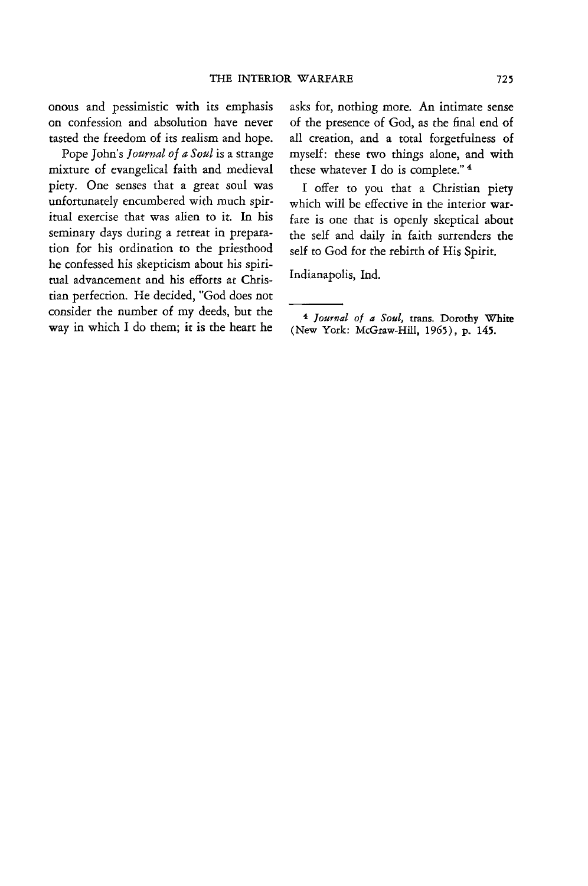onous and pessimistic with its emphasis on confession and absolution have never tasted the freedom of its realism and hope.

Pope John's *Journal of a Soul* is a strange mixture of evangelical faith and medieval piety. One senses that a great soul was unfortunately encumbered with much spiritual exercise that was alien to it. In his seminary days during a retreat in preparation for his ordination to the priesthood he confessed his skepticism about his spiritual advancement and his efforts at Christian perfection. He decided, "God does not consider the number of my deeds, but the way in which I do them; it is the heart he asks for, nothing more. An intimate sense of the presence of God, as the final end of all creation, and a total forgetfulness of myself: these two things alone, and with these whatever I do is complete." [4]

I offer to you that a Christian piety which will be effective in the interior warfare is one that is openly skeptical about the self and daily in faith surrenders the self to God for the rebirth of His Spirit.

Indianapolis, Ind.

---

[4] *Journal of a Soul,* trans. Dorothy White (New York: McGraw-Hill, 1965), p. 145.